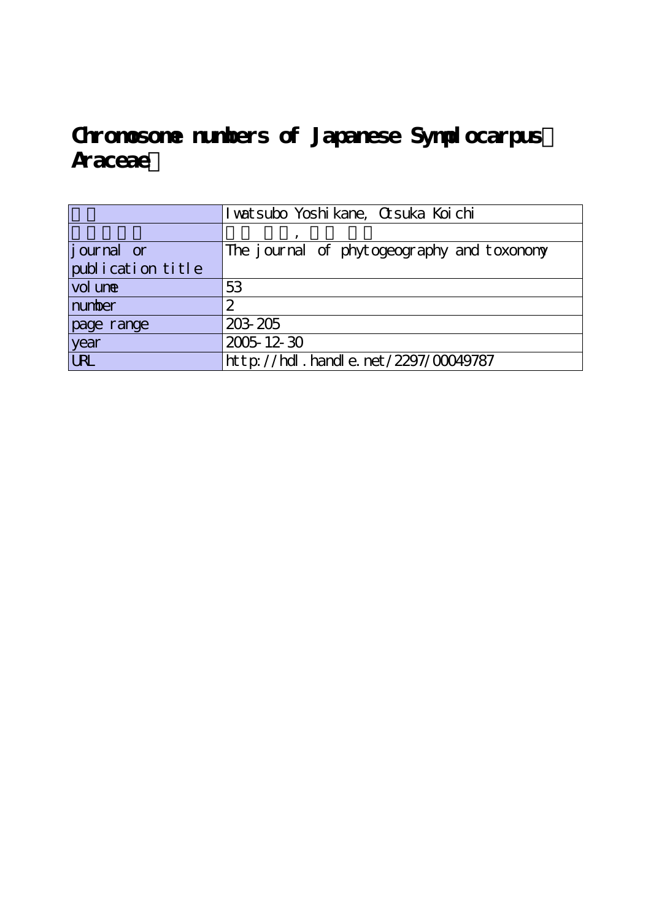# Chronomosome numbers of Japanese Symplocarpus（Araceae）

| | |
|---|---|
| 著者 | Iwatsubo Yoshikane, Otsuka Koichi |
| 著者別名 | , |
| journal or publication title | The journal of phytogeography and toxonomy |
| volume | 53 |
| number | 2 |
| page range | 203-205 |
| year | 2005-12-30 |
| URL | http://hdl.handle.net/2297/00049787 |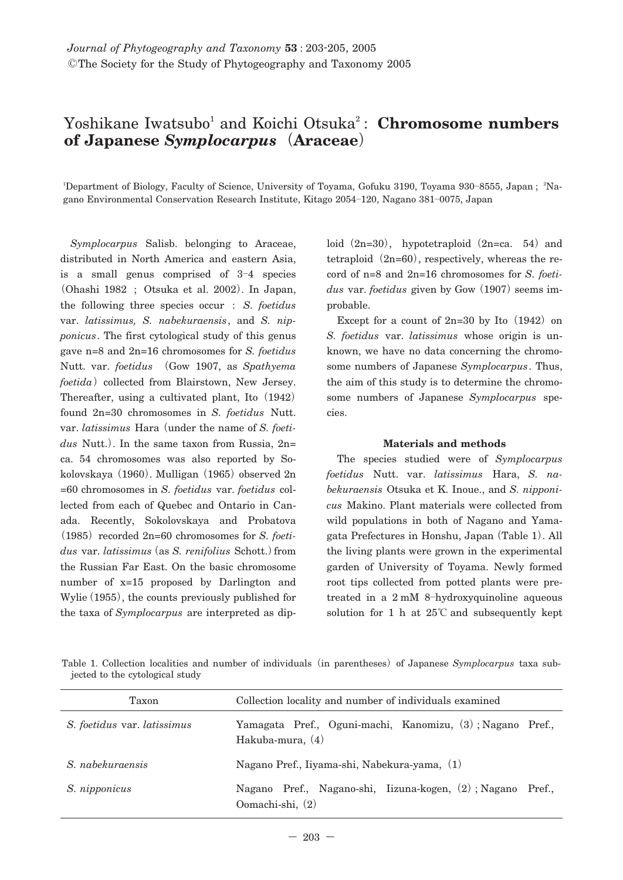*Journal of Phytogeography and Taxonomy* **53** : 203-205, 2005
©The Society for the Study of Phytogeography and Taxonomy 2005

# Yoshikane Iwatsubo[1] and Koichi Otsuka[2] : **Chromosome numbers of Japanese *Symplocarpus* (Araceae)**

[1]Department of Biology, Faculty of Science, University of Toyama, Gofuku 3190, Toyama 930–8555, Japan ; [2]Nagano Environmental Conservation Research Institute, Kitago 2054–120, Nagano 381–0075, Japan

*Symplocarpus* Salisb. belonging to Araceae, distributed in North America and eastern Asia, is a small genus comprised of 3–4 species (Ohashi 1982 ; Otsuka et al. 2002). In Japan, the following three species occur : *S. foetidus* var. *latissimus, S. nabekuraensis*, and *S. nipponicus*. The first cytological study of this genus gave n=8 and 2n=16 chromosomes for *S. foetidus* Nutt. var. *foetidus* (Gow 1907, as *Spathyema foetida*) collected from Blairstown, New Jersey. Thereafter, using a cultivated plant, Ito (1942) found 2n=30 chromosomes in *S. foetidus* Nutt. var. *latissimus* Hara (under the name of *S. foetidus* Nutt.). In the same taxon from Russia, 2n=ca. 54 chromosomes was also reported by Sokolovskaya (1960). Mulligan (1965) observed 2n=60 chromosomes in *S. foetidus* var. *foetidus* collected from each of Quebec and Ontario in Canada. Recently, Sokolovskaya and Probatova (1985) recorded 2n=60 chromosomes for *S. foetidus* var. *latissimus* (as *S. renifolius* Schott.) from the Russian Far East. On the basic chromosome number of x=15 proposed by Darlington and Wylie (1955), the counts previously published for the taxa of *Symplocarpus* are interpreted as diploid (2n=30), hypotetraploid (2n=ca. 54) and tetraploid (2n=60), respectively, whereas the record of n=8 and 2n=16 chromosomes for *S. foetidus* var. *foetidus* given by Gow (1907) seems improbable.

Except for a count of 2n=30 by Ito (1942) on *S. foetidus* var. *latissimus* whose origin is unknown, we have no data concerning the chromosome numbers of Japanese *Symplocarpus*. Thus, the aim of this study is to determine the chromosome numbers of Japanese *Symplocarpus* species.

### Materials and methods

The species studied were of *Symplocarpus foetidus* Nutt. var. *latissimus* Hara, *S. nabekuraensis* Otsuka et K. Inoue., and *S. nipponicus* Makino. Plant materials were collected from wild populations in both of Nagano and Yamagata Prefectures in Honshu, Japan (Table 1). All the living plants were grown in the experimental garden of University of Toyama. Newly formed root tips collected from potted plants were pretreated in a 2 mM 8–hydroxyquinoline aqueous solution for 1 h at 25℃ and subsequently kept

Table 1. Collection localities and number of individuals (in parentheses) of Japanese *Symplocarpus* taxa subjected to the cytological study

| Taxon | Collection locality and number of individuals examined |
|---|---|
| *S. foetidus* var. *latissimus* | Yamagata Pref., Oguni-machi, Kanomizu, (3) ; Nagano Pref., Hakuba-mura, (4) |
| *S. nabekuraensis* | Nagano Pref., Iiyama-shi, Nabekura-yama, (1) |
| *S. nipponicus* | Nagano Pref., Nagano-shi, Iizuna-kogen, (2) ; Nagano Pref., Oomachi-shi, (2) |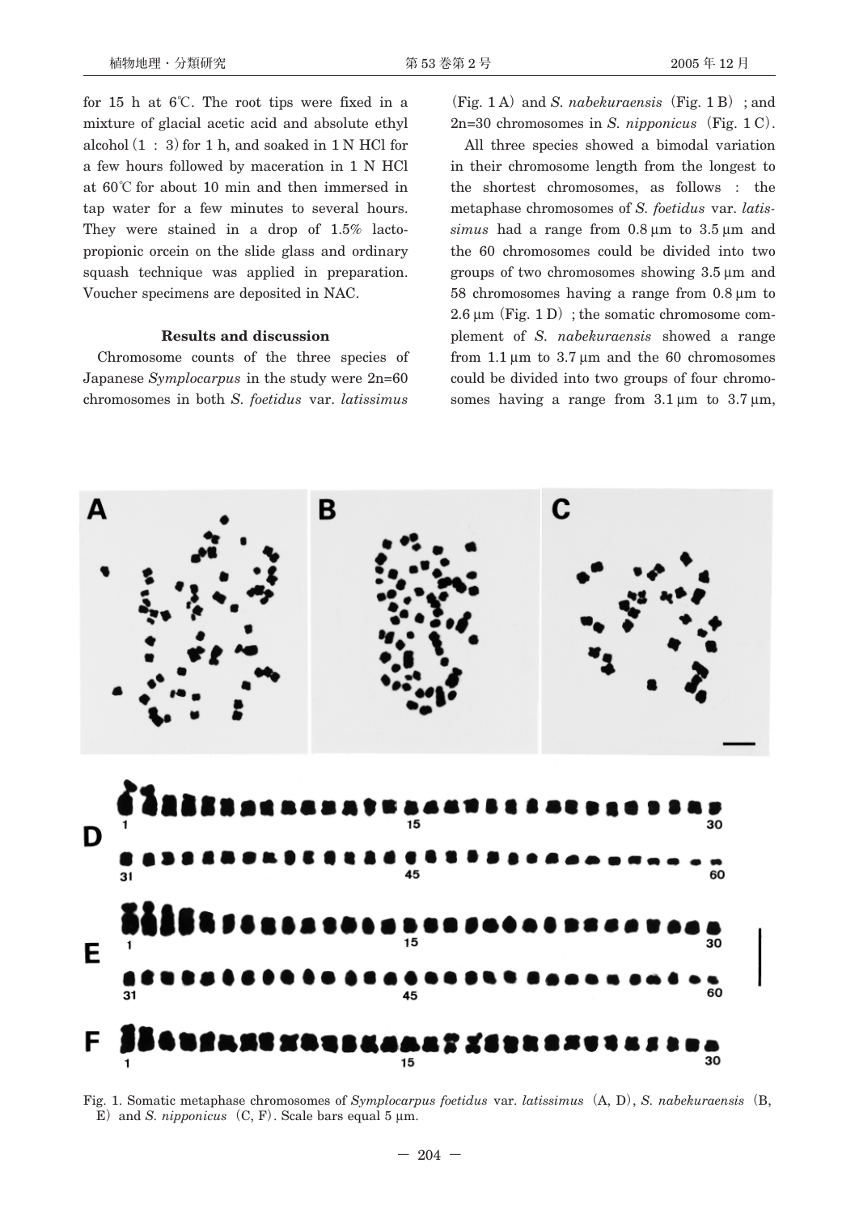for 15 h at 6℃. The root tips were fixed in a mixture of glacial acetic acid and absolute ethyl alcohol (1 : 3) for 1 h, and soaked in 1 N HCl for a few hours followed by maceration in 1 N HCl at 60℃ for about 10 min and then immersed in tap water for a few minutes to several hours. They were stained in a drop of 1.5% lacto-propionic orcein on the slide glass and ordinary squash technique was applied in preparation. Voucher specimens are deposited in NAC.

## Results and discussion

Chromosome counts of the three species of Japanese *Symplocarpus* in the study were 2n=60 chromosomes in both *S. foetidus* var. *latissimus* (Fig. 1 A) and *S. nabekuraensis* (Fig. 1 B) ; and 2n=30 chromosomes in *S. nipponicus* (Fig. 1 C).

All three species showed a bimodal variation in their chromosome length from the longest to the shortest chromosomes, as follows : the metaphase chromosomes of *S. foetidus* var. *latissimus* had a range from 0.8 μm to 3.5 μm and the 60 chromosomes could be divided into two groups of two chromosomes showing 3.5 μm and 58 chromosomes having a range from 0.8 μm to 2.6 μm (Fig. 1 D) ; the somatic chromosome complement of *S. nabekuraensis* showed a range from 1.1 μm to 3.7 μm and the 60 chromosomes could be divided into two groups of four chromosomes having a range from 3.1 μm to 3.7 μm,

Fig. 1. Somatic metaphase chromosomes of *Symplocarpus foetidus* var. *latissimus* (A, D), *S. nabekuraensis* (B, E) and *S. nipponicus* (C, F). Scale bars equal 5 μm.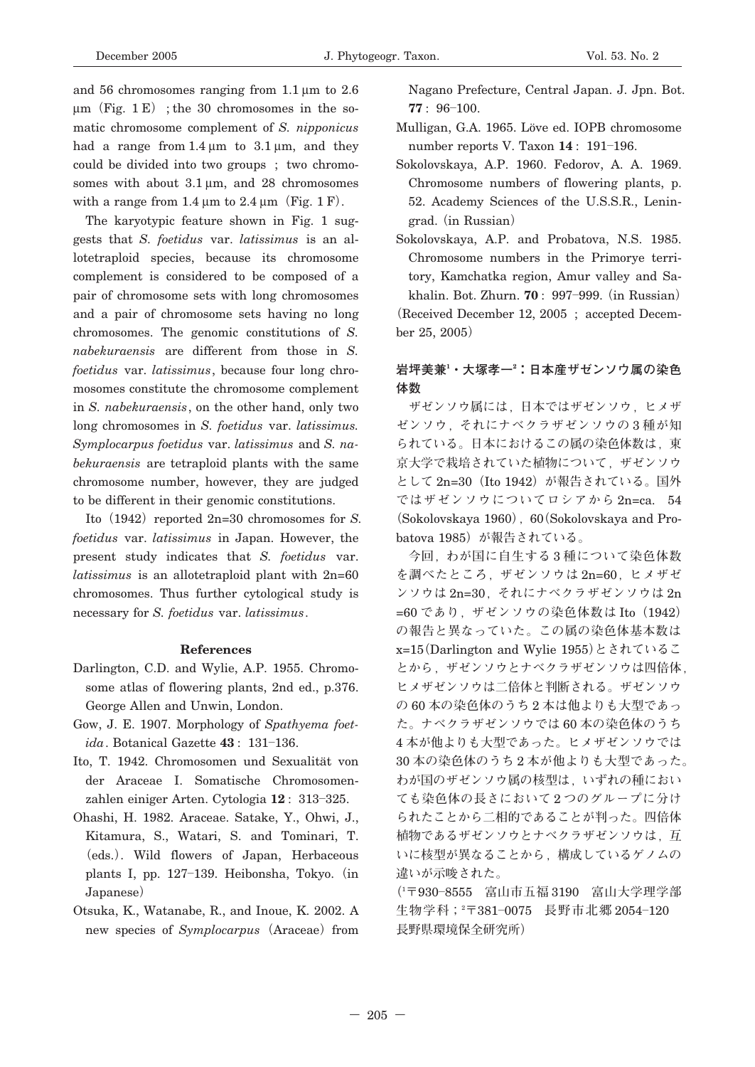and 56 chromosomes ranging from 1.1 μm to 2.6 μm (Fig. 1 E); the 30 chromosomes in the somatic chromosome complement of *S. nipponicus* had a range from 1.4 μm to 3.1 μm, and they could be divided into two groups; two chromosomes with about 3.1 μm, and 28 chromosomes with a range from 1.4 μm to 2.4 μm (Fig. 1 F).

The karyotypic feature shown in Fig. 1 suggests that *S. foetidus* var. *latissimus* is an allotetraploid species, because its chromosome complement is considered to be composed of a pair of chromosome sets with long chromosomes and a pair of chromosome sets having no long chromosomes. The genomic constitutions of *S. nabekuraensis* are different from those in *S. foetidus* var. *latissimus*, because four long chromosomes constitute the chromosome complement in *S. nabekuraensis*, on the other hand, only two long chromosomes in *S. foetidus* var. *latissimus*. *Symplocarpus foetidus* var. *latissimus* and *S. nabekuraensis* are tetraploid plants with the same chromosome number, however, they are judged to be different in their genomic constitutions.

Ito (1942) reported 2n=30 chromosomes for *S. foetidus* var. *latissimus* in Japan. However, the present study indicates that *S. foetidus* var. *latissimus* is an allotetraploid plant with 2n=60 chromosomes. Thus further cytological study is necessary for *S. foetidus* var. *latissimus*.

### References

Darlington, C.D. and Wylie, A.P. 1955. Chromosome atlas of flowering plants, 2nd ed., p.376. George Allen and Unwin, London.

Gow, J. E. 1907. Morphology of *Spathyema foetida*. Botanical Gazette **43**: 131–136.

Ito, T. 1942. Chromosomen und Sexualität von der Araceae I. Somatische Chromosomenzahlen einiger Arten. Cytologia **12**: 313–325.

Ohashi, H. 1982. Araceae. Satake, Y., Ohwi, J., Kitamura, S., Watari, S. and Tominari, T. (eds.). Wild flowers of Japan, Herbaceous plants I, pp. 127–139. Heibonsha, Tokyo. (in Japanese)

Otsuka, K., Watanabe, R., and Inoue, K. 2002. A new species of *Symplocarpus* (Araceae) from Nagano Prefecture, Central Japan. J. Jpn. Bot. **77**: 96–100.

Mulligan, G.A. 1965. Löve ed. IOPB chromosome number reports V. Taxon **14**: 191–196.

Sokolovskaya, A.P. 1960. Fedorov, A. A. 1969. Chromosome numbers of flowering plants, p. 52. Academy Sciences of the U.S.S.R., Leningrad. (in Russian)

Sokolovskaya, A.P. and Probatova, N.S. 1985. Chromosome numbers in the Primorye territory, Kamchatka region, Amur valley and Sakhalin. Bot. Zhurn. **70**: 997–999. (in Russian)

(Received December 12, 2005; accepted December 25, 2005)

## 岩坪美兼[1]・大塚孝一[2]：日本産ザゼンソウ属の染色体数

ザゼンソウ属には，日本ではザゼンソウ，ヒメザゼンソウ，それにナベクラザゼンソウの3種が知られている。日本におけるこの属の染色体数は，東京大学で栽培されていた植物について，ザゼンソウとして 2n=30（Ito 1942）が報告されている。国外ではザゼンソウについてロシアから 2n=ca. 54（Sokolovskaya 1960），60（Sokolovskaya and Probatova 1985）が報告されている。

今回，わが国に自生する3種について染色体数を調べたところ，ザゼンソウは 2n=60，ヒメザゼンソウは 2n=30，それにナベクラザゼンソウは 2n=60 であり，ザゼンソウの染色体数は Ito（1942）の報告と異なっていた。この属の染色体基本数は x=15（Darlington and Wylie 1955）とされていることから，ザゼンソウとナベクラザゼンソウは四倍体，ヒメザゼンソウは二倍体と判断される。ザゼンソウの60本の染色体のうち2本は他よりも大型であった。ナベクラザゼンソウでは60本の染色体のうち4本が他よりも大型であった。ヒメザゼンソウでは30本の染色体のうち2本が他よりも大型であった。わが国のザゼンソウ属の核型は，いずれの種においても染色体の長さにおいて2つのグループに分けられたことから二相的であることが判った。四倍体植物であるザゼンソウとナベクラザゼンソウは，互いに核型が異なることから，構成しているゲノムの違いが示唆された。

([1]〒930-8555　富山市五福3190　富山大学理学部生物学科；[2]〒381-0075　長野市北郷2054-120　長野県環境保全研究所)